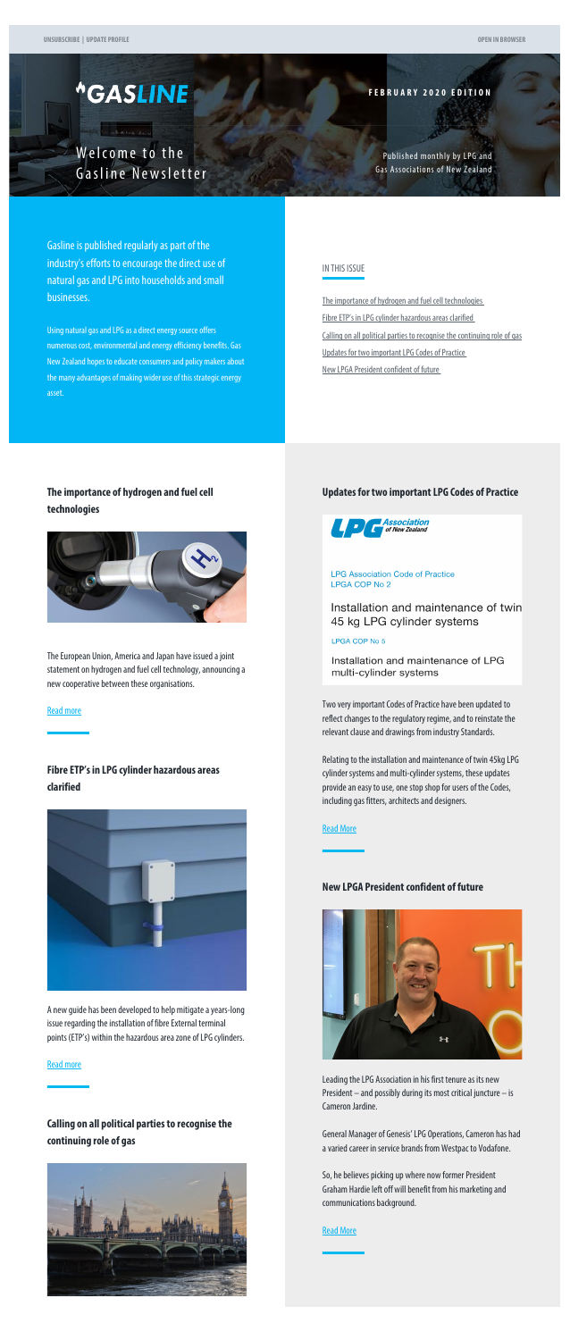UNSUBSCRIBE | UPDATE PROFILE

OPEN IN BROWSER

# GASLINE

**FEBRUARY 2020 EDITION**

Welcome to the Gasline Newsletter

Published monthly by LPG and Gas Associations of New Zealand

Gasline is published regularly as part of the industry's efforts to encourage the direct use of natural gas and LPG into households and small businesses.

Using natural gas and LPG as a direct energy source offers numerous cost, environmental and energy efficiency benefits. Gas New Zealand hopes to educate consumers and policy makers about the many advantages of making wider use of this strategic energy asset.

IN THIS ISSUE

- The importance of hydrogen and fuel cell technologies
- Fibre ETP's in LPG cylinder hazardous areas clarified
- Calling on all political parties to recognise the continuing role of gas
- Updates for two important LPG Codes of Practice
- New LPGA President confident of future

### The importance of hydrogen and fuel cell technologies

The European Union, America and Japan have issued a joint statement on hydrogen and fuel cell technology, announcing a new cooperative between these organisations.

Read more

### Fibre ETP's in LPG cylinder hazardous areas clarified

A new guide has been developed to help mitigate a years-long issue regarding the installation of fibre External terminal points (ETP's) within the hazardous area zone of LPG cylinders.

Read more

### Calling on all political parties to recognise the continuing role of gas

### Updates for two important LPG Codes of Practice

LPG Association of New Zealand

LPG Association Code of Practice
LPGA COP No 2

Installation and maintenance of twin 45 kg LPG cylinder systems

LPGA COP No 5

Installation and maintenance of LPG multi-cylinder systems

Two very important Codes of Practice have been updated to reflect changes to the regulatory regime, and to reinstate the relevant clause and drawings from industry Standards.

Relating to the installation and maintenance of twin 45kg LPG cylinder systems and multi-cylinder systems, these updates provide an easy to use, one stop shop for users of the Codes, including gas fitters, architects and designers.

Read More

### New LPGA President confident of future

Leading the LPG Association in his first tenure as its new President – and possibly during its most critical juncture – is Cameron Jardine.

General Manager of Genesis' LPG Operations, Cameron has had a varied career in service brands from Westpac to Vodafone.

So, he believes picking up where now former President Graham Hardie left off will benefit from his marketing and communications background.

Read More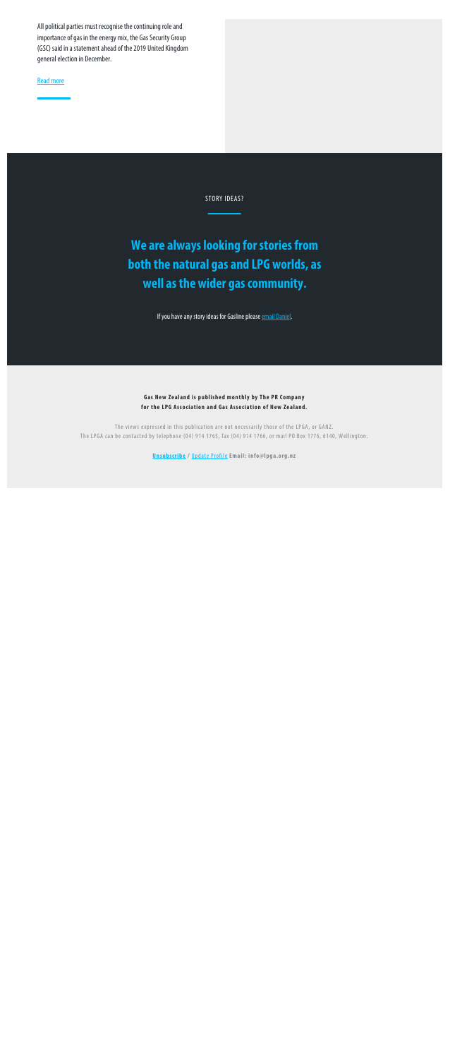All political parties must recognise the continuing role and importance of gas in the energy mix, the Gas Security Group (GSC) said in a statement ahead of the 2019 United Kingdom general election in December.

Read more

STORY IDEAS?

## We are always looking for stories from both the natural gas and LPG worlds, as well as the wider gas community.

If you have any story ideas for Gasline please email Daniel.

**Gas New Zealand is published monthly by The PR Company for the LPG Association and Gas Association of New Zealand.**

The views expressed in this publication are not necessarily those of the LPGA, or GANZ.
The LPGA can be contacted by telephone (04) 914 1765, fax (04) 914 1766, or mail PO Box 1776, 6140, Wellington.

**Unsubscribe** / Update Profile **Email: info@lpga.org.nz**